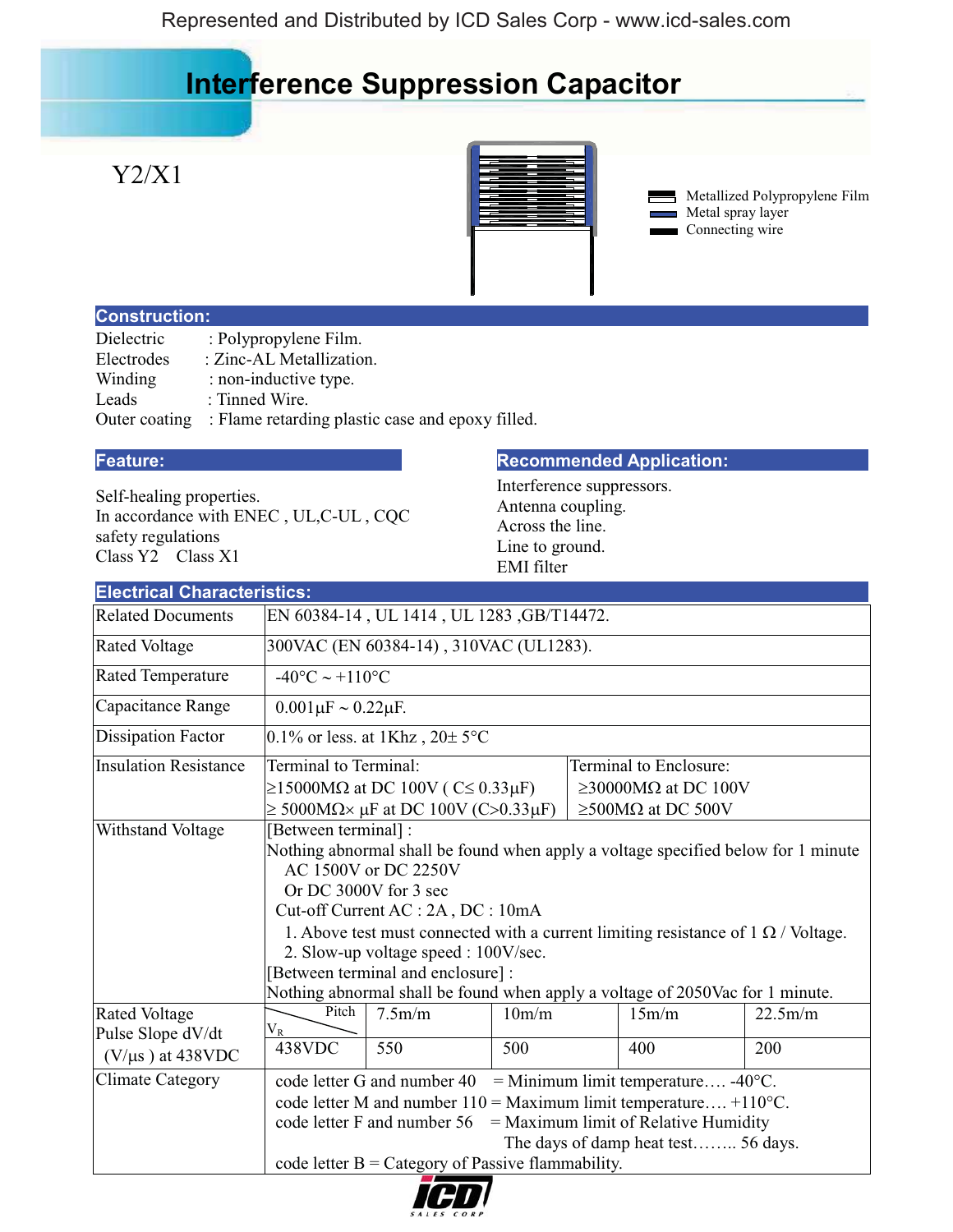# Interference Suppression Capacitor

Y2/X1

Metallized Polypropylene Film
Metal spray layer
Connecting wire

## Construction:

Dielectric : Polypropylene Film.
Electrodes : Zinc-AL Metallization.
Winding : non-inductive type.
Leads : Tinned Wire.
Outer coating : Flame retarding plastic case and epoxy filled.

## Feature:

Self-healing properties.
In accordance with ENEC , UL,C-UL , CQC safety regulations
Class Y2 Class X1

## Recommended Application:

Interference suppressors.
Antenna coupling.
Across the line.
Line to ground.
EMI filter

## Electrical Characteristics:

| | | | | | |
|---|---|---|---|---|---|
| Related Documents | EN 60384-14 , UL 1414 , UL 1283 ,GB/T14472. | | | | |
| Rated Voltage | 300VAC (EN 60384-14) , 310VAC (UL1283). | | | | |
| Rated Temperature | -40°C ~ +110°C | | | | |
| Capacitance Range | 0.001μF ~ 0.22μF. | | | | |
| Dissipation Factor | 0.1% or less. at 1Khz , 20± 5°C | | | | |
| Insulation Resistance | Terminal to Terminal:<br>≥15000MΩ at DC 100V ( C≤ 0.33μF)<br>≥ 5000MΩ× μF at DC 100V (C>0.33μF) | Terminal to Enclosure:<br>≥30000MΩ at DC 100V<br>≥500MΩ at DC 500V | | | |
| Withstand Voltage | [Between terminal] :<br>Nothing abnormal shall be found when apply a voltage specified below for 1 minute<br>AC 1500V or DC 2250V<br>Or DC 3000V for 3 sec<br>Cut-off Current AC : 2A , DC : 10mA<br>1. Above test must connected with a current limiting resistance of 1 Ω / Voltage.<br>2. Slow-up voltage speed : 100V/sec.<br>[Between terminal and enclosure] :<br>Nothing abnormal shall be found when apply a voltage of 2050Vac for 1 minute. | | | | |
| Rated Voltage Pulse Slope dV/dt (V/μs ) at 438VDC | Pitch / $V_R$ | 7.5m/m | 10m/m | 15m/m | 22.5m/m |
| | 438VDC | 550 | 500 | 400 | 200 |
| Climate Category | code letter G and number 40 = Minimum limit temperature…. -40°C.<br>code letter M and number 110 = Maximum limit temperature…. +110°C.<br>code letter F and number 56 = Maximum limit of Relative Humidity<br>The days of damp heat test…….. 56 days.<br>code letter B = Category of Passive flammability. | | | | |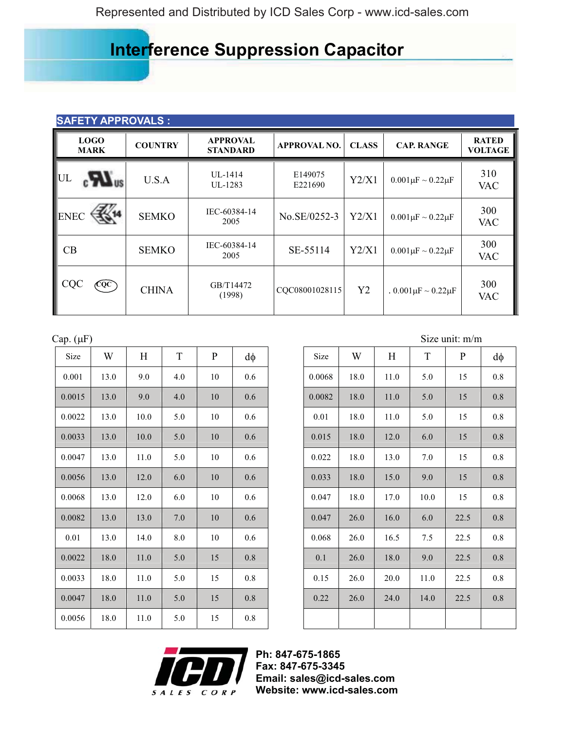Represented and Distributed by ICD Sales Corp - www.icd-sales.com

# Interference Suppression Capacitor

## SAFETY APPROVALS :

| LOGO MARK | COUNTRY | APPROVAL STANDARD | APPROVAL NO. | CLASS | CAP. RANGE | RATED VOLTAGE |
|---|---|---|---|---|---|---|
| UL | U.S.A | UL-1414<br>UL-1283 | E149075<br>E221690 | Y2/X1 | 0.001μF ~ 0.22μF | 310 VAC |
| ENEC | SEMKO | IEC-60384-14<br>2005 | No.SE/0252-3 | Y2/X1 | 0.001μF ~ 0.22μF | 300 VAC |
| CB | SEMKO | IEC-60384-14<br>2005 | SE-55114 | Y2/X1 | 0.001μF ~ 0.22μF | 300 VAC |
| CQC | CHINA | GB/T14472<br>(1998) | CQC08001028115 | Y2 | . 0.001μF ~ 0.22μF | 300 VAC |

Cap. (μF)

Size unit: m/m

| Size | W | H | T | P | dϕ |
|---|---|---|---|---|---|
| 0.001 | 13.0 | 9.0 | 4.0 | 10 | 0.6 |
| 0.0015 | 13.0 | 9.0 | 4.0 | 10 | 0.6 |
| 0.0022 | 13.0 | 10.0 | 5.0 | 10 | 0.6 |
| 0.0033 | 13.0 | 10.0 | 5.0 | 10 | 0.6 |
| 0.0047 | 13.0 | 11.0 | 5.0 | 10 | 0.6 |
| 0.0056 | 13.0 | 12.0 | 6.0 | 10 | 0.6 |
| 0.0068 | 13.0 | 12.0 | 6.0 | 10 | 0.6 |
| 0.0082 | 13.0 | 13.0 | 7.0 | 10 | 0.6 |
| 0.01 | 13.0 | 14.0 | 8.0 | 10 | 0.6 |
| 0.0022 | 18.0 | 11.0 | 5.0 | 15 | 0.8 |
| 0.0033 | 18.0 | 11.0 | 5.0 | 15 | 0.8 |
| 0.0047 | 18.0 | 11.0 | 5.0 | 15 | 0.8 |
| 0.0056 | 18.0 | 11.0 | 5.0 | 15 | 0.8 |

| Size | W | H | T | P | dϕ |
|---|---|---|---|---|---|
| 0.0068 | 18.0 | 11.0 | 5.0 | 15 | 0.8 |
| 0.0082 | 18.0 | 11.0 | 5.0 | 15 | 0.8 |
| 0.01 | 18.0 | 11.0 | 5.0 | 15 | 0.8 |
| 0.015 | 18.0 | 12.0 | 6.0 | 15 | 0.8 |
| 0.022 | 18.0 | 13.0 | 7.0 | 15 | 0.8 |
| 0.033 | 18.0 | 15.0 | 9.0 | 15 | 0.8 |
| 0.047 | 18.0 | 17.0 | 10.0 | 15 | 0.8 |
| 0.047 | 26.0 | 16.0 | 6.0 | 22.5 | 0.8 |
| 0.068 | 26.0 | 16.5 | 7.5 | 22.5 | 0.8 |
| 0.1 | 26.0 | 18.0 | 9.0 | 22.5 | 0.8 |
| 0.15 | 26.0 | 20.0 | 11.0 | 22.5 | 0.8 |
| 0.22 | 26.0 | 24.0 | 14.0 | 22.5 | 0.8 |
| | | | | | |

ICD SALES CORP

**Ph: 847-675-1865**
**Fax: 847-675-3345**
**Email: sales@icd-sales.com**
**Website: www.icd-sales.com**